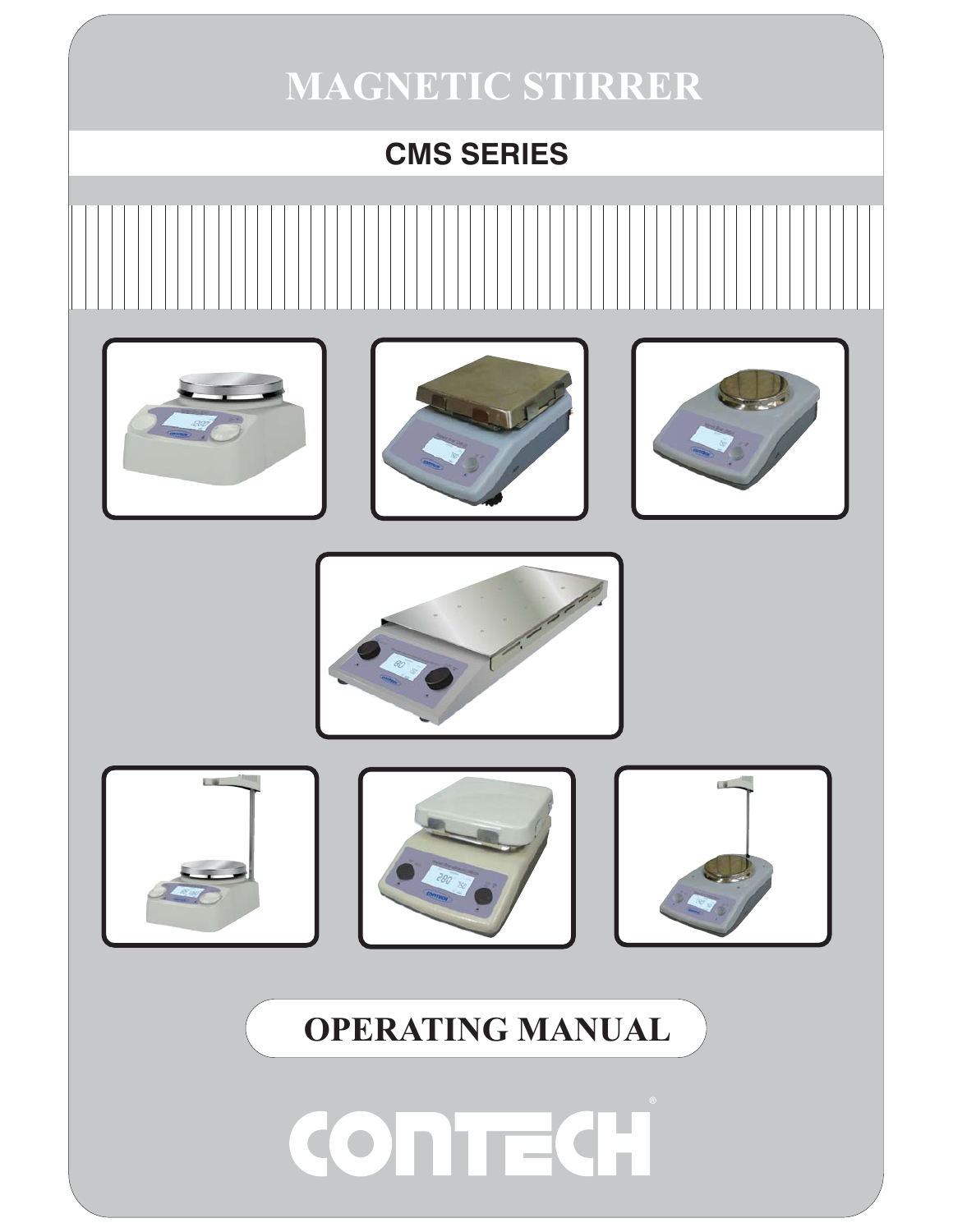# MAGNETIC STIRRER

## CMS SERIES

## OPERATING MANUAL

CONTECH®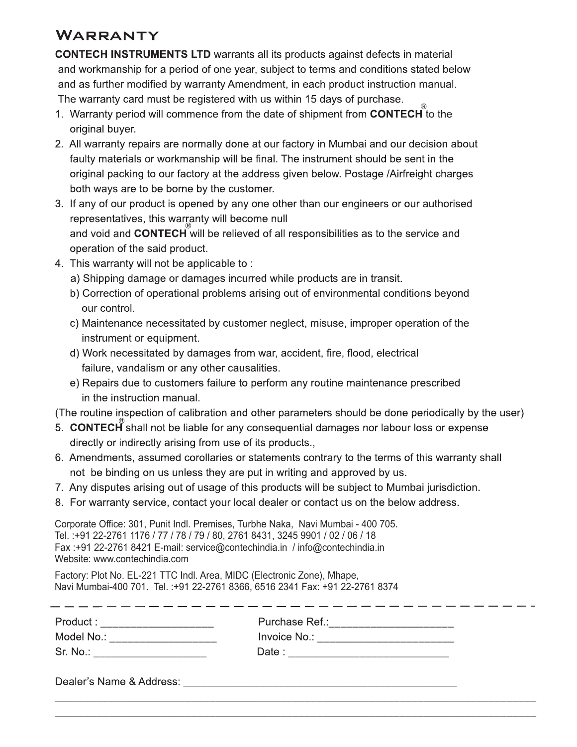# Warranty

**CONTECH INSTRUMENTS LTD** warrants all its products against defects in material and workmanship for a period of one year, subject to terms and conditions stated below and as further modified by warranty Amendment, in each product instruction manual. The warranty card must be registered with us within 15 days of purchase.

1. Warranty period will commence from the date of shipment from **CONTECH**® to the original buyer.
2. All warranty repairs are normally done at our factory in Mumbai and our decision about faulty materials or workmanship will be final. The instrument should be sent in the original packing to our factory at the address given below. Postage /Airfreight charges both ways are to be borne by the customer.
3. If any of our product is opened by any one other than our engineers or our authorised representatives, this warranty will become null and void and **CONTECH**® will be relieved of all responsibilities as to the service and operation of the said product.
4. This warranty will not be applicable to :
   a) Shipping damage or damages incurred while products are in transit.
   b) Correction of operational problems arising out of environmental conditions beyond our control.
   c) Maintenance necessitated by customer neglect, misuse, improper operation of the instrument or equipment.
   d) Work necessitated by damages from war, accident, fire, flood, electrical failure, vandalism or any other causalities.
   e) Repairs due to customers failure to perform any routine maintenance prescribed in the instruction manual.

(The routine inspection of calibration and other parameters should be done periodically by the user)

5. **CONTECH**® shall not be liable for any consequential damages nor labour loss or expense directly or indirectly arising from use of its products.,
6. Amendments, assumed corollaries or statements contrary to the terms of this warranty shall not be binding on us unless they are put in writing and approved by us.
7. Any disputes arising out of usage of this products will be subject to Mumbai jurisdiction.
8. For warranty service, contact your local dealer or contact us on the below address.

Corporate Office: 301, Punit Indl. Premises, Turbhe Naka, Navi Mumbai - 400 705.
Tel. :+91 22-2761 1176 / 77 / 78 / 79 / 80, 2761 8431, 3245 9901 / 02 / 06 / 18
Fax :+91 22-2761 8421 E-mail: service@contechindia.in / info@contechindia.in
Website: www.contechindia.com

Factory: Plot No. EL-221 TTC Indl. Area, MIDC (Electronic Zone), Mhape,
Navi Mumbai-400 701. Tel. :+91 22-2761 8366, 6516 2341 Fax: +91 22-2761 8374

---

Product : ___________________ Purchase Ref.:_____________________

Model No.: __________________ Invoice No.: _______________________

Sr. No.: ___________________ Date : ___________________________

Dealer's Name & Address: ________________________________________________

______________________________________________________________________________

______________________________________________________________________________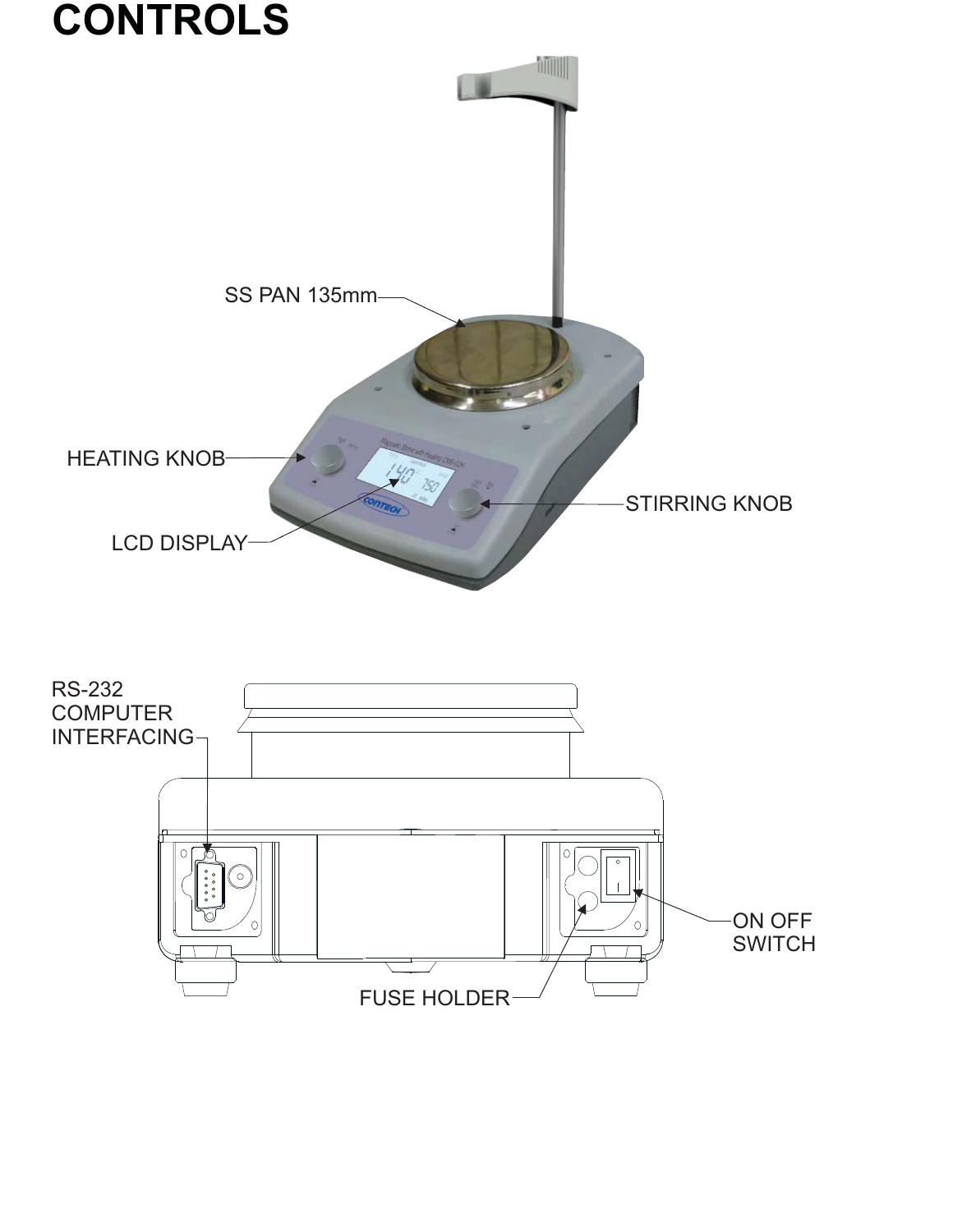# CONTROLS

SS PAN 135mm

HEATING KNOB

LCD DISPLAY

STIRRING KNOB

RS-232 COMPUTER INTERFACING

ON OFF SWITCH

FUSE HOLDER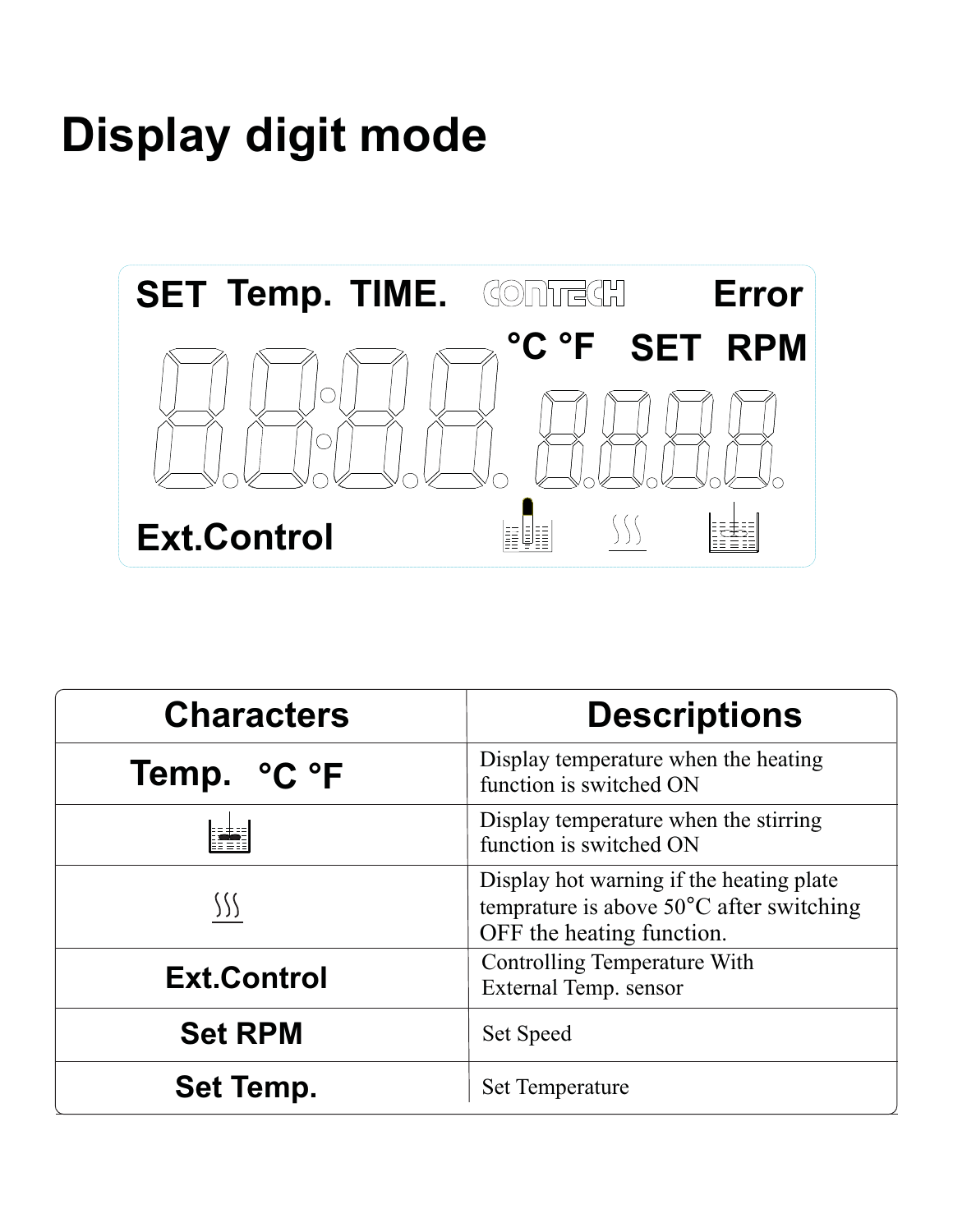# Display digit mode

SET Temp. TIME. CONTECH Error

°C °F SET RPM

Ext.Control

| Characters | Descriptions |
| --- | --- |
| Temp. °C °F | Display temperature when the heating function is switched ON |
| (stirring icon) | Display temperature when the stirring function is switched ON |
| (hot warning icon) | Display hot warning if the heating plate temprature is above 50°C after switching OFF the heating function. |
| Ext.Control | Controlling Temperature With External Temp. sensor |
| Set RPM | Set Speed |
| Set Temp. | Set Temperature |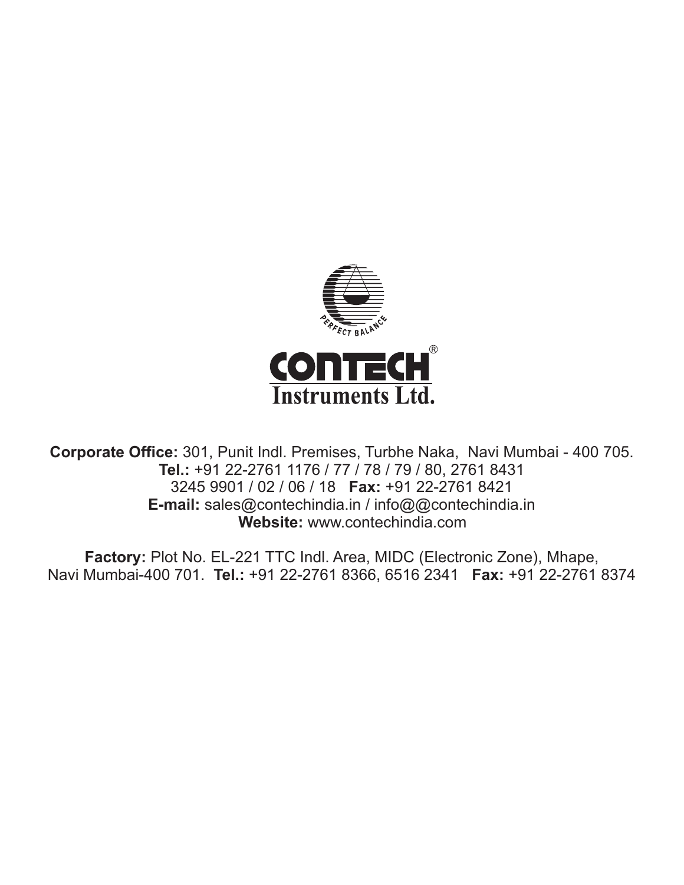PERFECT BALANCE

CONTECH®

Instruments Ltd.

**Corporate Office:** 301, Punit Indl. Premises, Turbhe Naka, Navi Mumbai - 400 705.
**Tel.:** +91 22-2761 1176 / 77 / 78 / 79 / 80, 2761 8431
3245 9901 / 02 / 06 / 18 **Fax:** +91 22-2761 8421
**E-mail:** sales@contechindia.in / info@@contechindia.in
**Website:** www.contechindia.com

**Factory:** Plot No. EL-221 TTC Indl. Area, MIDC (Electronic Zone), Mhape,
Navi Mumbai-400 701. **Tel.:** +91 22-2761 8366, 6516 2341 **Fax:** +91 22-2761 8374